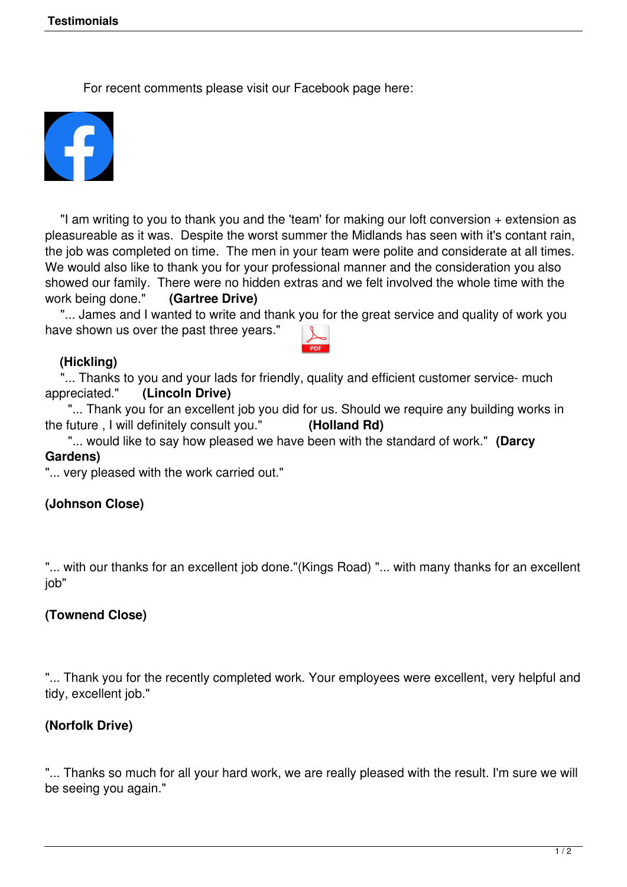For recent comments please visit our Facebook page here:

"I am writing to you to thank you and the 'team' for making our loft conversion + extension as pleasureable as it was. Despite the worst summer the Midlands has seen with it's contant rain, the job was completed on time. The men in your team were polite and considerate at all times. We would also like to thank you for your professional manner and the consideration you also showed our family. There were no hidden extras and we felt involved the whole time with the work being done." **(Gartree Drive)**

"... James and I wanted to write and thank you for the great service and quality of work you have shown us over the past three years."

**(Hickling)**

"... Thanks to you and your lads for friendly, quality and efficient customer service- much appreciated." **(Lincoln Drive)**

"... Thank you for an excellent job you did for us. Should we require any building works in the future , I will definitely consult you." **(Holland Rd)**

"... would like to say how pleased we have been with the standard of work." **(Darcy Gardens)**

"... very pleased with the work carried out."

**(Johnson Close)**

"... with our thanks for an excellent job done."(Kings Road) "... with many thanks for an excellent job"

**(Townend Close)**

"... Thank you for the recently completed work. Your employees were excellent, very helpful and tidy, excellent job."

**(Norfolk Drive)**

"... Thanks so much for all your hard work, we are really pleased with the result. I'm sure we will be seeing you again."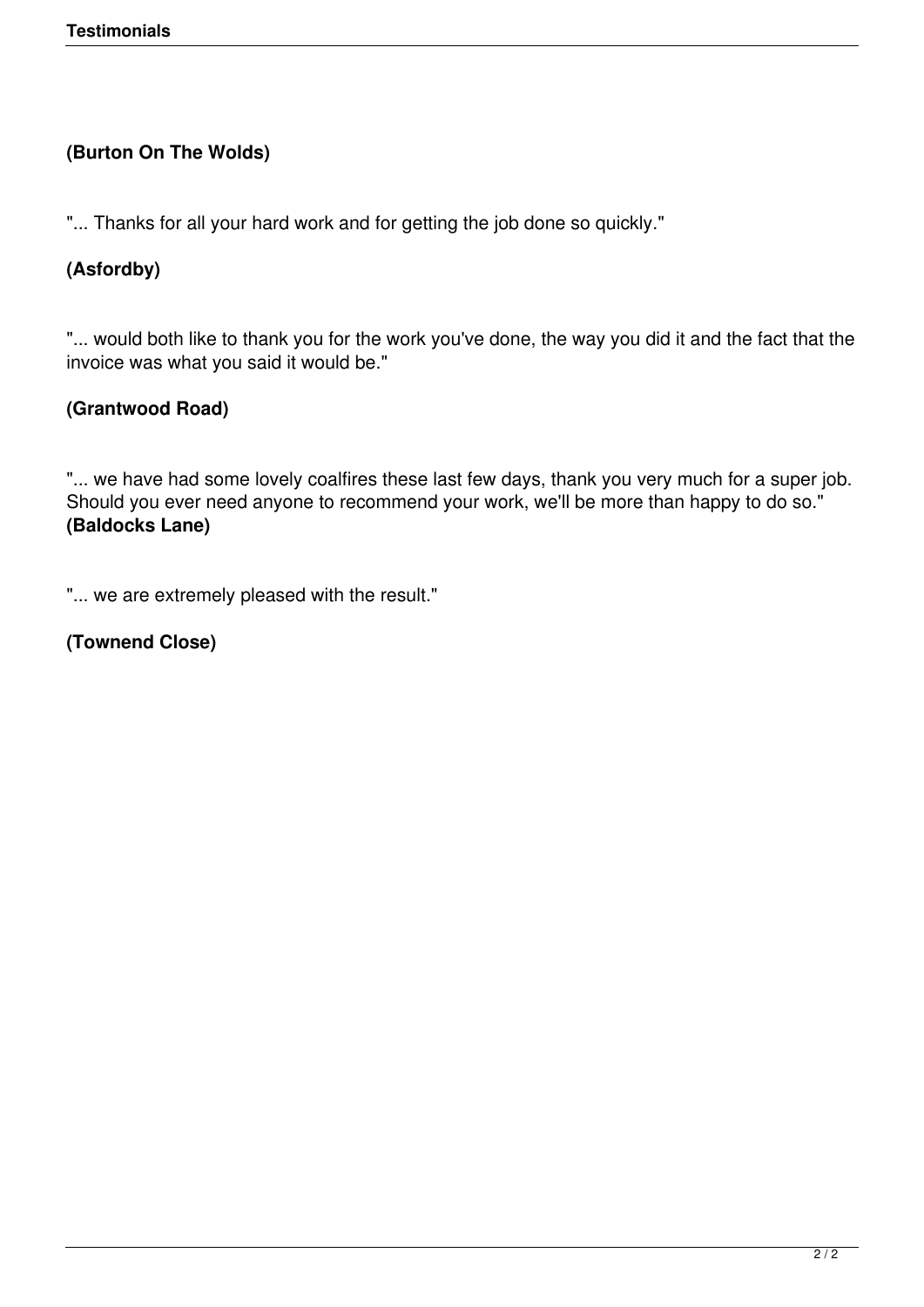**(Burton On The Wolds)**

"... Thanks for all your hard work and for getting the job done so quickly."

**(Asfordby)**

"... would both like to thank you for the work you've done, the way you did it and the fact that the invoice was what you said it would be."

**(Grantwood Road)**

"... we have had some lovely coalfires these last few days, thank you very much for a super job. Should you ever need anyone to recommend your work, we'll be more than happy to do so."
**(Baldocks Lane)**

"... we are extremely pleased with the result."

**(Townend Close)**